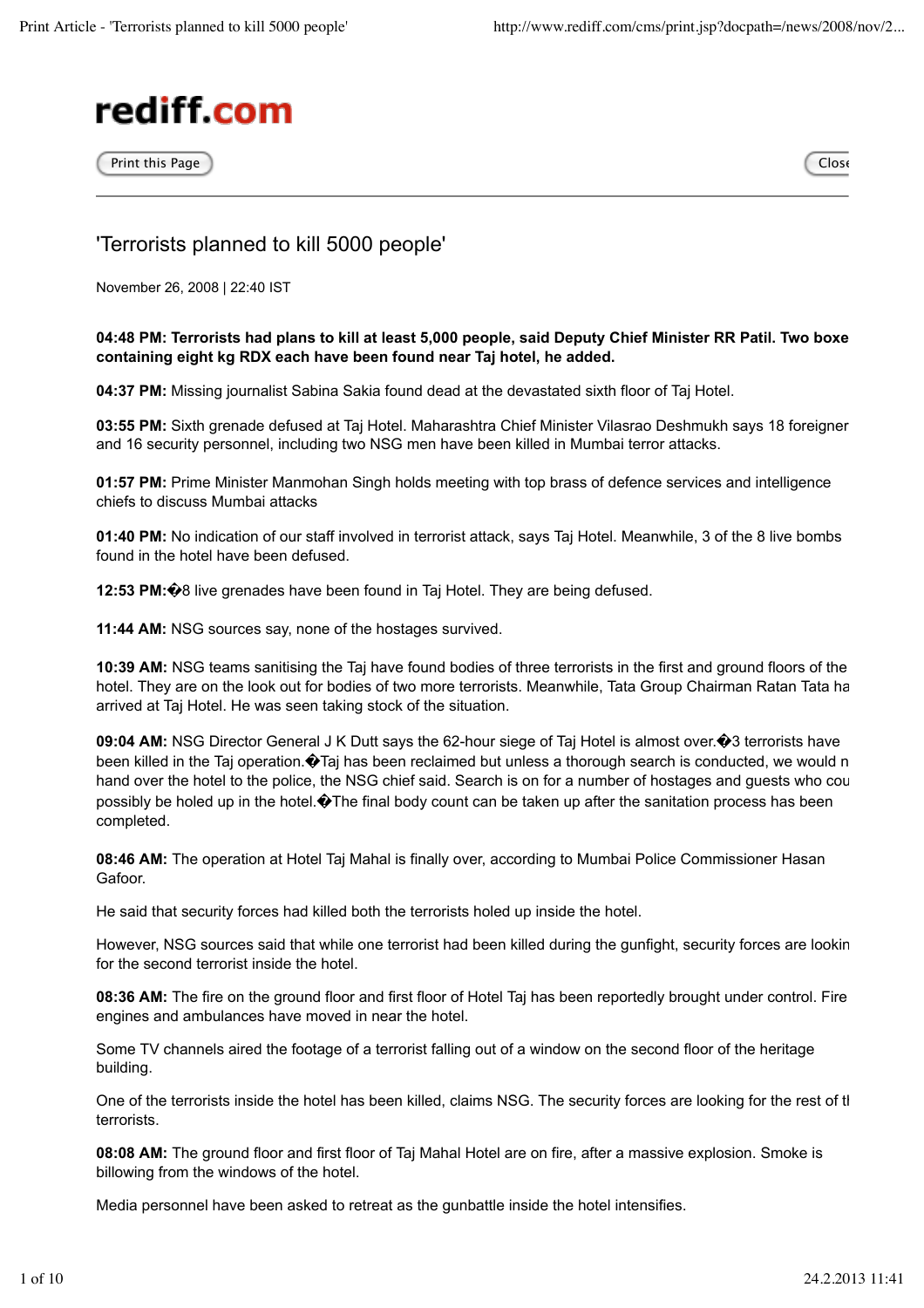rediff.com

Print this Page

# 'Terrorists planned to kill 5000 people'

November 26, 2008 | 22:40 IST

**04:48 PM: Terrorists had plans to kill at least 5,000 people, said Deputy Chief Minister RR Patil. Two boxe containing eight kg RDX each have been found near Taj hotel, he added.**

**04:37 PM:** Missing journalist Sabina Sakia found dead at the devastated sixth floor of Taj Hotel.

**03:55 PM:** Sixth grenade defused at Taj Hotel. Maharashtra Chief Minister Vilasrao Deshmukh says 18 foreigner and 16 security personnel, including two NSG men have been killed in Mumbai terror attacks.

**01:57 PM:** Prime Minister Manmohan Singh holds meeting with top brass of defence services and intelligence chiefs to discuss Mumbai attacks

**01:40 PM:** No indication of our staff involved in terrorist attack, says Taj Hotel. Meanwhile, 3 of the 8 live bombs found in the hotel have been defused.

**12:53 PM:**�8 live grenades have been found in Taj Hotel. They are being defused.

**11:44 AM:** NSG sources say, none of the hostages survived.

**10:39 AM:** NSG teams sanitising the Taj have found bodies of three terrorists in the first and ground floors of the hotel. They are on the look out for bodies of two more terrorists. Meanwhile, Tata Group Chairman Ratan Tata ha arrived at Taj Hotel. He was seen taking stock of the situation.

**09:04 AM:** NSG Director General J K Dutt says the 62-hour siege of Taj Hotel is almost over.�3 terrorists have been killed in the Taj operation.�Taj has been reclaimed but unless a thorough search is conducted, we would n hand over the hotel to the police, the NSG chief said. Search is on for a number of hostages and guests who cou possibly be holed up in the hotel.�The final body count can be taken up after the sanitation process has been completed.

**08:46 AM:** The operation at Hotel Taj Mahal is finally over, according to Mumbai Police Commissioner Hasan Gafoor.

He said that security forces had killed both the terrorists holed up inside the hotel.

However, NSG sources said that while one terrorist had been killed during the gunfight, security forces are lookin for the second terrorist inside the hotel.

**08:36 AM:** The fire on the ground floor and first floor of Hotel Taj has been reportedly brought under control. Fire engines and ambulances have moved in near the hotel.

Some TV channels aired the footage of a terrorist falling out of a window on the second floor of the heritage building.

One of the terrorists inside the hotel has been killed, claims NSG. The security forces are looking for the rest of tl terrorists.

**08:08 AM:** The ground floor and first floor of Taj Mahal Hotel are on fire, after a massive explosion. Smoke is billowing from the windows of the hotel.

Media personnel have been asked to retreat as the gunbattle inside the hotel intensifies.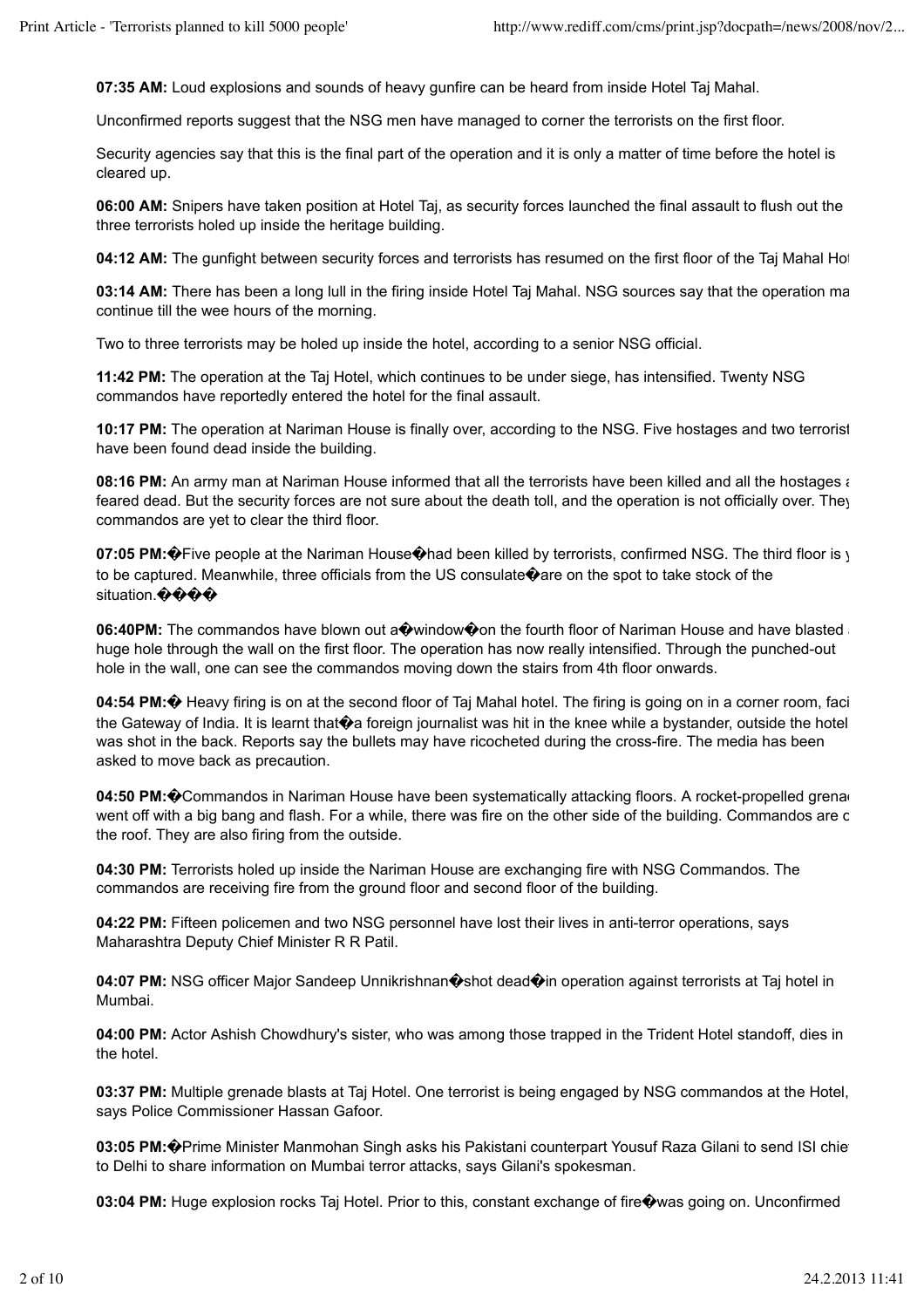**07:35 AM:** Loud explosions and sounds of heavy gunfire can be heard from inside Hotel Taj Mahal.

Unconfirmed reports suggest that the NSG men have managed to corner the terrorists on the first floor.

Security agencies say that this is the final part of the operation and it is only a matter of time before the hotel is cleared up.

**06:00 AM:** Snipers have taken position at Hotel Taj, as security forces launched the final assault to flush out the three terrorists holed up inside the heritage building.

**04:12 AM:** The gunfight between security forces and terrorists has resumed on the first floor of the Taj Mahal Hot

**03:14 AM:** There has been a long lull in the firing inside Hotel Taj Mahal. NSG sources say that the operation ma continue till the wee hours of the morning.

Two to three terrorists may be holed up inside the hotel, according to a senior NSG official.

**11:42 PM:** The operation at the Taj Hotel, which continues to be under siege, has intensified. Twenty NSG commandos have reportedly entered the hotel for the final assault.

**10:17 PM:** The operation at Nariman House is finally over, according to the NSG. Five hostages and two terrorist have been found dead inside the building.

**08:16 PM:** An army man at Nariman House informed that all the terrorists have been killed and all the hostages a feared dead. But the security forces are not sure about the death toll, and the operation is not officially over. They commandos are yet to clear the third floor.

**07:05 PM:**�Five people at the Nariman House�had been killed by terrorists, confirmed NSG. The third floor is y to be captured. Meanwhile, three officials from the US consulate�are on the spot to take stock of the situation.����

**06:40PM:** The commandos have blown out a�window�on the fourth floor of Nariman House and have blasted a huge hole through the wall on the first floor. The operation has now really intensified. Through the punched-out hole in the wall, one can see the commandos moving down the stairs from 4th floor onwards.

**04:54 PM:**� Heavy firing is on at the second floor of Taj Mahal hotel. The firing is going on in a corner room, faci the Gateway of India. It is learnt that�a foreign journalist was hit in the knee while a bystander, outside the hotel was shot in the back. Reports say the bullets may have ricocheted during the cross-fire. The media has been asked to move back as precaution.

**04:50 PM:**�Commandos in Nariman House have been systematically attacking floors. A rocket-propelled grena went off with a big bang and flash. For a while, there was fire on the other side of the building. Commandos are c the roof. They are also firing from the outside.

**04:30 PM:** Terrorists holed up inside the Nariman House are exchanging fire with NSG Commandos. The commandos are receiving fire from the ground floor and second floor of the building.

**04:22 PM:** Fifteen policemen and two NSG personnel have lost their lives in anti-terror operations, says Maharashtra Deputy Chief Minister R R Patil.

**04:07 PM:** NSG officer Major Sandeep Unnikrishnan�shot dead�in operation against terrorists at Taj hotel in Mumbai.

**04:00 PM:** Actor Ashish Chowdhury's sister, who was among those trapped in the Trident Hotel standoff, dies in the hotel.

**03:37 PM:** Multiple grenade blasts at Taj Hotel. One terrorist is being engaged by NSG commandos at the Hotel, says Police Commissioner Hassan Gafoor.

**03:05 PM:**�Prime Minister Manmohan Singh asks his Pakistani counterpart Yousuf Raza Gilani to send ISI chie to Delhi to share information on Mumbai terror attacks, says Gilani's spokesman.

**03:04 PM:** Huge explosion rocks Taj Hotel. Prior to this, constant exchange of fire�was going on. Unconfirmed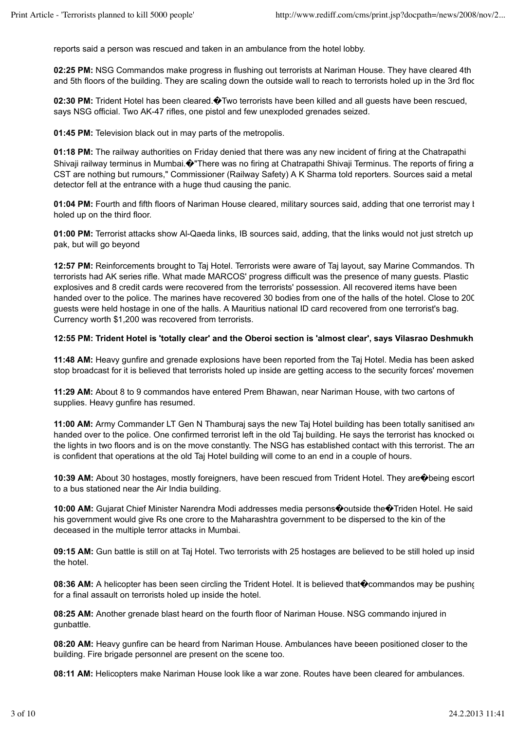reports said a person was rescued and taken in an ambulance from the hotel lobby.

**02:25 PM:** NSG Commandos make progress in flushing out terrorists at Nariman House. They have cleared 4th and 5th floors of the building. They are scaling down the outside wall to reach to terrorists holed up in the 3rd floo

**02:30 PM:** Trident Hotel has been cleared.� Two terrorists have been killed and all guests have been rescued, says NSG official. Two AK-47 rifles, one pistol and few unexploded grenades seized.

**01:45 PM:** Television black out in may parts of the metropolis.

**01:18 PM:** The railway authorities on Friday denied that there was any new incident of firing at the Chatrapathi Shivaji railway terminus in Mumbai.�"There was no firing at Chatrapathi Shivaji Terminus. The reports of firing a CST are nothing but rumours," Commissioner (Railway Safety) A K Sharma told reporters. Sources said a metal detector fell at the entrance with a huge thud causing the panic.

**01:04 PM:** Fourth and fifth floors of Nariman House cleared, military sources said, adding that one terrorist may b holed up on the third floor.

**01:00 PM:** Terrorist attacks show Al-Qaeda links, IB sources said, adding, that the links would not just stretch up pak, but will go beyond

**12:57 PM:** Reinforcements brought to Taj Hotel. Terrorists were aware of Taj layout, say Marine Commandos. Th terrorists had AK series rifle. What made MARCOS' progress difficult was the presence of many guests. Plastic explosives and 8 credit cards were recovered from the terrorists' possession. All recovered items have been handed over to the police. The marines have recovered 30 bodies from one of the halls of the hotel. Close to 200 guests were held hostage in one of the halls. A Mauritius national ID card recovered from one terrorist's bag. Currency worth $1,200 was recovered from terrorists.

**12:55 PM: Trident Hotel is 'totally clear' and the Oberoi section is 'almost clear', says Vilasrao Deshmukh**

**11:48 AM:** Heavy gunfire and grenade explosions have been reported from the Taj Hotel. Media has been asked stop broadcast for it is believed that terrorists holed up inside are getting access to the security forces' movemen

**11:29 AM:** About 8 to 9 commandos have entered Prem Bhawan, near Nariman House, with two cartons of supplies. Heavy gunfire has resumed.

**11:00 AM:** Army Commander LT Gen N Thamburaj says the new Taj Hotel building has been totally sanitised and handed over to the police. One confirmed terrorist left in the old Taj building. He says the terrorist has knocked ou the lights in two floors and is on the move constantly. The NSG has established contact with this terrorist. The arm is confident that operations at the old Taj Hotel building will come to an end in a couple of hours.

**10:39 AM:** About 30 hostages, mostly foreigners, have been rescued from Trident Hotel. They are�being escort to a bus stationed near the Air India building.

**10:00 AM:** Gujarat Chief Minister Narendra Modi addresses media persons�outside the�Triden Hotel. He said his government would give Rs one crore to the Maharashtra government to be dispersed to the kin of the deceased in the multiple terror attacks in Mumbai.

**09:15 AM:** Gun battle is still on at Taj Hotel. Two terrorists with 25 hostages are believed to be still holed up insid the hotel.

**08:36 AM:** A helicopter has been seen circling the Trident Hotel. It is believed that�commandos may be pushing for a final assault on terrorists holed up inside the hotel.

**08:25 AM:** Another grenade blast heard on the fourth floor of Nariman House. NSG commando injured in gunbattle.

**08:20 AM:** Heavy gunfire can be heard from Nariman House. Ambulances have beeen positioned closer to the building. Fire brigade personnel are present on the scene too.

**08:11 AM:** Helicopters make Nariman House look like a war zone. Routes have been cleared for ambulances.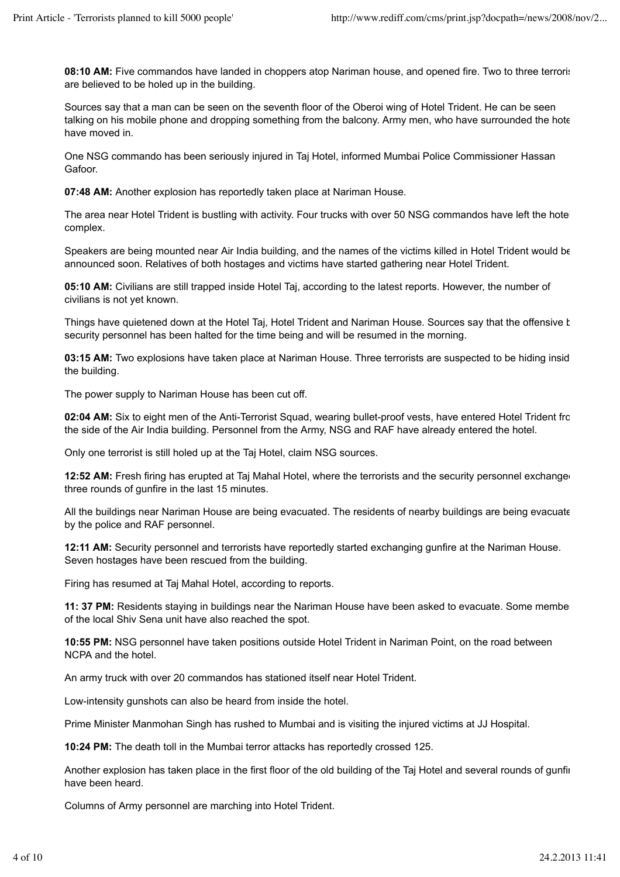**08:10 AM:** Five commandos have landed in choppers atop Nariman house, and opened fire. Two to three terroris are believed to be holed up in the building.

Sources say that a man can be seen on the seventh floor of the Oberoi wing of Hotel Trident. He can be seen talking on his mobile phone and dropping something from the balcony. Army men, who have surrounded the hote have moved in.

One NSG commando has been seriously injured in Taj Hotel, informed Mumbai Police Commissioner Hassan Gafoor.

**07:48 AM:** Another explosion has reportedly taken place at Nariman House.

The area near Hotel Trident is bustling with activity. Four trucks with over 50 NSG commandos have left the hote complex.

Speakers are being mounted near Air India building, and the names of the victims killed in Hotel Trident would be announced soon. Relatives of both hostages and victims have started gathering near Hotel Trident.

**05:10 AM:** Civilians are still trapped inside Hotel Taj, according to the latest reports. However, the number of civilians is not yet known.

Things have quietened down at the Hotel Taj, Hotel Trident and Nariman House. Sources say that the offensive b security personnel has been halted for the time being and will be resumed in the morning.

**03:15 AM:** Two explosions have taken place at Nariman House. Three terrorists are suspected to be hiding insid the building.

The power supply to Nariman House has been cut off.

**02:04 AM:** Six to eight men of the Anti-Terrorist Squad, wearing bullet-proof vests, have entered Hotel Trident fro the side of the Air India building. Personnel from the Army, NSG and RAF have already entered the hotel.

Only one terrorist is still holed up at the Taj Hotel, claim NSG sources.

**12:52 AM:** Fresh firing has erupted at Taj Mahal Hotel, where the terrorists and the security personnel exchange three rounds of gunfire in the last 15 minutes.

All the buildings near Nariman House are being evacuated. The residents of nearby buildings are being evacuate by the police and RAF personnel.

**12:11 AM:** Security personnel and terrorists have reportedly started exchanging gunfire at the Nariman House. Seven hostages have been rescued from the building.

Firing has resumed at Taj Mahal Hotel, according to reports.

**11: 37 PM:** Residents staying in buildings near the Nariman House have been asked to evacuate. Some membe of the local Shiv Sena unit have also reached the spot.

**10:55 PM:** NSG personnel have taken positions outside Hotel Trident in Nariman Point, on the road between NCPA and the hotel.

An army truck with over 20 commandos has stationed itself near Hotel Trident.

Low-intensity gunshots can also be heard from inside the hotel.

Prime Minister Manmohan Singh has rushed to Mumbai and is visiting the injured victims at JJ Hospital.

**10:24 PM:** The death toll in the Mumbai terror attacks has reportedly crossed 125.

Another explosion has taken place in the first floor of the old building of the Taj Hotel and several rounds of gunfi have been heard.

Columns of Army personnel are marching into Hotel Trident.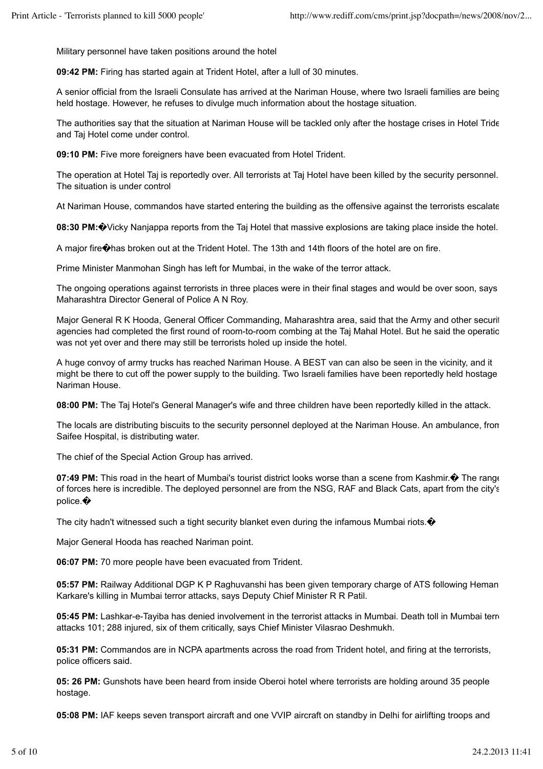Military personnel have taken positions around the hotel

**09:42 PM:** Firing has started again at Trident Hotel, after a lull of 30 minutes.

A senior official from the Israeli Consulate has arrived at the Nariman House, where two Israeli families are being held hostage. However, he refuses to divulge much information about the hostage situation.

The authorities say that the situation at Nariman House will be tackled only after the hostage crises in Hotel Tride and Taj Hotel come under control.

**09:10 PM:** Five more foreigners have been evacuated from Hotel Trident.

The operation at Hotel Taj is reportedly over. All terrorists at Taj Hotel have been killed by the security personnel. The situation is under control

At Nariman House, commandos have started entering the building as the offensive against the terrorists escalate

**08:30 PM:**�Vicky Nanjappa reports from the Taj Hotel that massive explosions are taking place inside the hotel.

A major fire�has broken out at the Trident Hotel. The 13th and 14th floors of the hotel are on fire.

Prime Minister Manmohan Singh has left for Mumbai, in the wake of the terror attack.

The ongoing operations against terrorists in three places were in their final stages and would be over soon, says Maharashtra Director General of Police A N Roy.

Major General R K Hooda, General Officer Commanding, Maharashtra area, said that the Army and other securit agencies had completed the first round of room-to-room combing at the Taj Mahal Hotel. But he said the operatio was not yet over and there may still be terrorists holed up inside the hotel.

A huge convoy of army trucks has reached Nariman House. A BEST van can also be seen in the vicinity, and it might be there to cut off the power supply to the building. Two Israeli families have been reportedly held hostage Nariman House.

**08:00 PM:** The Taj Hotel's General Manager's wife and three children have been reportedly killed in the attack.

The locals are distributing biscuits to the security personnel deployed at the Nariman House. An ambulance, from Saifee Hospital, is distributing water.

The chief of the Special Action Group has arrived.

**07:49 PM:** This road in the heart of Mumbai's tourist district looks worse than a scene from Kashmir.� The range of forces here is incredible. The deployed personnel are from the NSG, RAF and Black Cats, apart from the city's police.�

The city hadn't witnessed such a tight security blanket even during the infamous Mumbai riots.�

Major General Hooda has reached Nariman point.

**06:07 PM:** 70 more people have been evacuated from Trident.

**05:57 PM:** Railway Additional DGP K P Raghuvanshi has been given temporary charge of ATS following Heman Karkare's killing in Mumbai terror attacks, says Deputy Chief Minister R R Patil.

**05:45 PM:** Lashkar-e-Tayiba has denied involvement in the terrorist attacks in Mumbai. Death toll in Mumbai terr attacks 101; 288 injured, six of them critically, says Chief Minister Vilasrao Deshmukh.

**05:31 PM:** Commandos are in NCPA apartments across the road from Trident hotel, and firing at the terrorists, police officers said.

**05: 26 PM:** Gunshots have been heard from inside Oberoi hotel where terrorists are holding around 35 people hostage.

**05:08 PM:** IAF keeps seven transport aircraft and one VVIP aircraft on standby in Delhi for airlifting troops and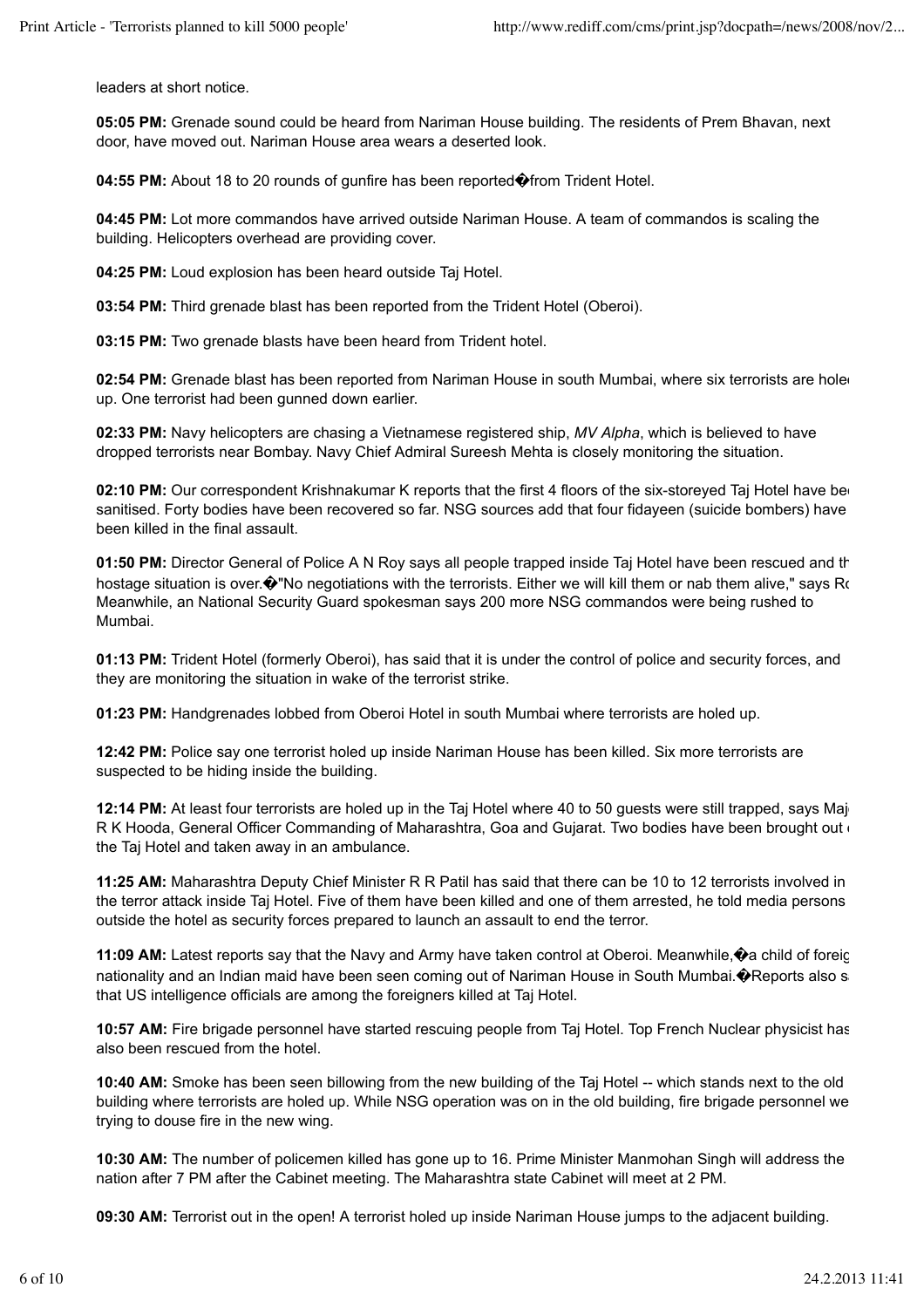leaders at short notice.

**05:05 PM:** Grenade sound could be heard from Nariman House building. The residents of Prem Bhavan, next door, have moved out. Nariman House area wears a deserted look.

**04:55 PM:** About 18 to 20 rounds of gunfire has been reported�from Trident Hotel.

**04:45 PM:** Lot more commandos have arrived outside Nariman House. A team of commandos is scaling the building. Helicopters overhead are providing cover.

**04:25 PM:** Loud explosion has been heard outside Taj Hotel.

**03:54 PM:** Third grenade blast has been reported from the Trident Hotel (Oberoi).

**03:15 PM:** Two grenade blasts have been heard from Trident hotel.

**02:54 PM:** Grenade blast has been reported from Nariman House in south Mumbai, where six terrorists are hole up. One terrorist had been gunned down earlier.

**02:33 PM:** Navy helicopters are chasing a Vietnamese registered ship, *MV Alpha*, which is believed to have dropped terrorists near Bombay. Navy Chief Admiral Sureesh Mehta is closely monitoring the situation.

**02:10 PM:** Our correspondent Krishnakumar K reports that the first 4 floors of the six-storeyed Taj Hotel have be sanitised. Forty bodies have been recovered so far. NSG sources add that four fidayeen (suicide bombers) have been killed in the final assault.

**01:50 PM:** Director General of Police A N Roy says all people trapped inside Taj Hotel have been rescued and th hostage situation is over.�"No negotiations with the terrorists. Either we will kill them or nab them alive," says Ro Meanwhile, an National Security Guard spokesman says 200 more NSG commandos were being rushed to Mumbai.

**01:13 PM:** Trident Hotel (formerly Oberoi), has said that it is under the control of police and security forces, and they are monitoring the situation in wake of the terrorist strike.

**01:23 PM:** Handgrenades lobbed from Oberoi Hotel in south Mumbai where terrorists are holed up.

**12:42 PM:** Police say one terrorist holed up inside Nariman House has been killed. Six more terrorists are suspected to be hiding inside the building.

**12:14 PM:** At least four terrorists are holed up in the Taj Hotel where 40 to 50 guests were still trapped, says Maj R K Hooda, General Officer Commanding of Maharashtra, Goa and Gujarat. Two bodies have been brought out the Taj Hotel and taken away in an ambulance.

**11:25 AM:** Maharashtra Deputy Chief Minister R R Patil has said that there can be 10 to 12 terrorists involved in the terror attack inside Taj Hotel. Five of them have been killed and one of them arrested, he told media persons outside the hotel as security forces prepared to launch an assault to end the terror.

**11:09 AM:** Latest reports say that the Navy and Army have taken control at Oberoi. Meanwhile,�a child of foreig nationality and an Indian maid have been seen coming out of Nariman House in South Mumbai.�Reports also s that US intelligence officials are among the foreigners killed at Taj Hotel.

**10:57 AM:** Fire brigade personnel have started rescuing people from Taj Hotel. Top French Nuclear physicist has also been rescued from the hotel.

**10:40 AM:** Smoke has been seen billowing from the new building of the Taj Hotel -- which stands next to the old building where terrorists are holed up. While NSG operation was on in the old building, fire brigade personnel we trying to douse fire in the new wing.

**10:30 AM:** The number of policemen killed has gone up to 16. Prime Minister Manmohan Singh will address the nation after 7 PM after the Cabinet meeting. The Maharashtra state Cabinet will meet at 2 PM.

**09:30 AM:** Terrorist out in the open! A terrorist holed up inside Nariman House jumps to the adjacent building.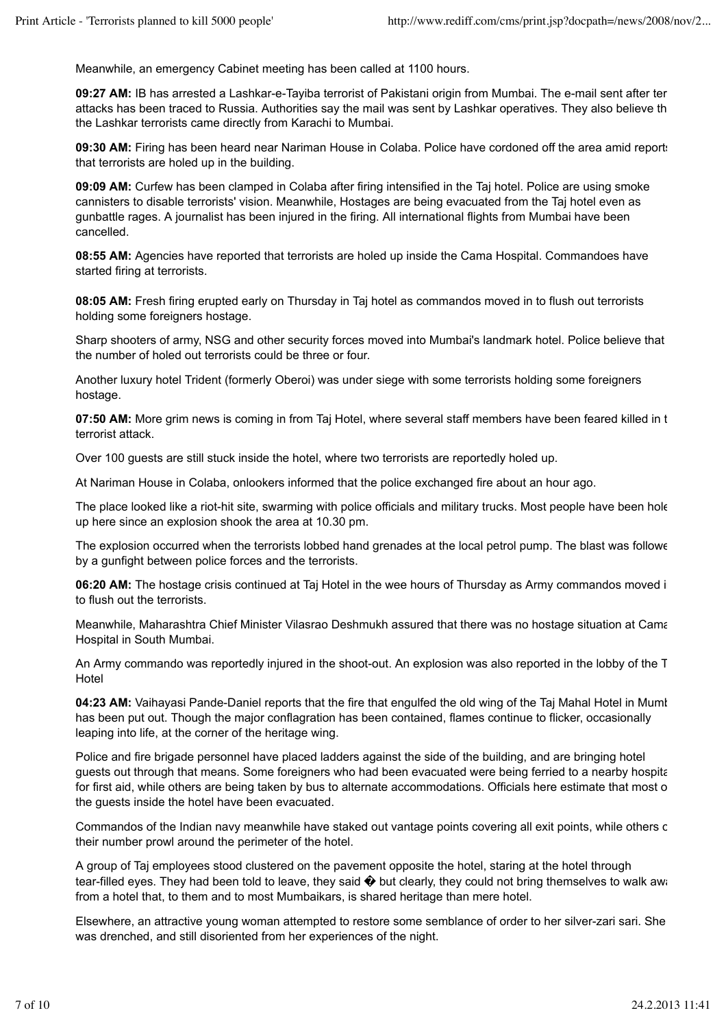Meanwhile, an emergency Cabinet meeting has been called at 1100 hours.

**09:27 AM:** IB has arrested a Lashkar-e-Tayiba terrorist of Pakistani origin from Mumbai. The e-mail sent after ter attacks has been traced to Russia. Authorities say the mail was sent by Lashkar operatives. They also believe th the Lashkar terrorists came directly from Karachi to Mumbai.

**09:30 AM:** Firing has been heard near Nariman House in Colaba. Police have cordoned off the area amid reports that terrorists are holed up in the building.

**09:09 AM:** Curfew has been clamped in Colaba after firing intensified in the Taj hotel. Police are using smoke cannisters to disable terrorists' vision. Meanwhile, Hostages are being evacuated from the Taj hotel even as gunbattle rages. A journalist has been injured in the firing. All international flights from Mumbai have been cancelled.

**08:55 AM:** Agencies have reported that terrorists are holed up inside the Cama Hospital. Commandoes have started firing at terrorists.

**08:05 AM:** Fresh firing erupted early on Thursday in Taj hotel as commandos moved in to flush out terrorists holding some foreigners hostage.

Sharp shooters of army, NSG and other security forces moved into Mumbai's landmark hotel. Police believe that the number of holed out terrorists could be three or four.

Another luxury hotel Trident (formerly Oberoi) was under siege with some terrorists holding some foreigners hostage.

**07:50 AM:** More grim news is coming in from Taj Hotel, where several staff members have been feared killed in t terrorist attack.

Over 100 guests are still stuck inside the hotel, where two terrorists are reportedly holed up.

At Nariman House in Colaba, onlookers informed that the police exchanged fire about an hour ago.

The place looked like a riot-hit site, swarming with police officials and military trucks. Most people have been hole up here since an explosion shook the area at 10.30 pm.

The explosion occurred when the terrorists lobbed hand grenades at the local petrol pump. The blast was followe by a gunfight between police forces and the terrorists.

**06:20 AM:** The hostage crisis continued at Taj Hotel in the wee hours of Thursday as Army commandos moved i to flush out the terrorists.

Meanwhile, Maharashtra Chief Minister Vilasrao Deshmukh assured that there was no hostage situation at Cama Hospital in South Mumbai.

An Army commando was reportedly injured in the shoot-out. An explosion was also reported in the lobby of the T Hotel

**04:23 AM:** Vaihayasi Pande-Daniel reports that the fire that engulfed the old wing of the Taj Mahal Hotel in Mumb has been put out. Though the major conflagration has been contained, flames continue to flicker, occasionally leaping into life, at the corner of the heritage wing.

Police and fire brigade personnel have placed ladders against the side of the building, and are bringing hotel guests out through that means. Some foreigners who had been evacuated were being ferried to a nearby hospita for first aid, while others are being taken by bus to alternate accommodations. Officials here estimate that most o the guests inside the hotel have been evacuated.

Commandos of the Indian navy meanwhile have staked out vantage points covering all exit points, while others c their number prowl around the perimeter of the hotel.

A group of Taj employees stood clustered on the pavement opposite the hotel, staring at the hotel through tear-filled eyes. They had been told to leave, they said � but clearly, they could not bring themselves to walk awa from a hotel that, to them and to most Mumbaikars, is shared heritage than mere hotel.

Elsewhere, an attractive young woman attempted to restore some semblance of order to her silver-zari sari. She was drenched, and still disoriented from her experiences of the night.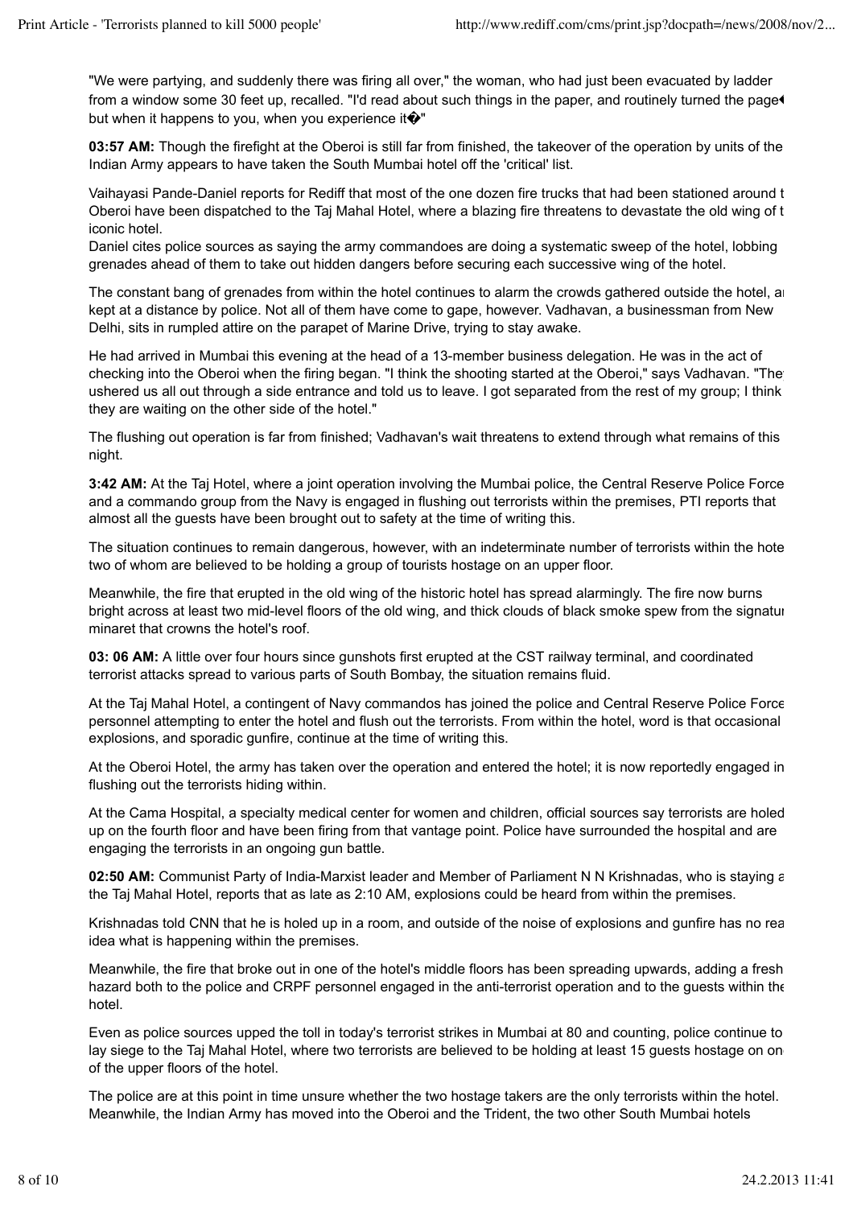"We were partying, and suddenly there was firing all over," the woman, who had just been evacuated by ladder from a window some 30 feet up, recalled. "I'd read about such things in the paper, and routinely turned the page� but when it happens to you, when you experience it�"

**03:57 AM:** Though the firefight at the Oberoi is still far from finished, the takeover of the operation by units of the Indian Army appears to have taken the South Mumbai hotel off the 'critical' list.

Vaihayasi Pande-Daniel reports for Rediff that most of the one dozen fire trucks that had been stationed around t Oberoi have been dispatched to the Taj Mahal Hotel, where a blazing fire threatens to devastate the old wing of t iconic hotel.
Daniel cites police sources as saying the army commandoes are doing a systematic sweep of the hotel, lobbing grenades ahead of them to take out hidden dangers before securing each successive wing of the hotel.

The constant bang of grenades from within the hotel continues to alarm the crowds gathered outside the hotel, a kept at a distance by police. Not all of them have come to gape, however. Vadhavan, a businessman from New Delhi, sits in rumpled attire on the parapet of Marine Drive, trying to stay awake.

He had arrived in Mumbai this evening at the head of a 13-member business delegation. He was in the act of checking into the Oberoi when the firing began. "I think the shooting started at the Oberoi," says Vadhavan. "The ushered us all out through a side entrance and told us to leave. I got separated from the rest of my group; I think they are waiting on the other side of the hotel."

The flushing out operation is far from finished; Vadhavan's wait threatens to extend through what remains of this night.

**3:42 AM:** At the Taj Hotel, where a joint operation involving the Mumbai police, the Central Reserve Police Force and a commando group from the Navy is engaged in flushing out terrorists within the premises, PTI reports that almost all the guests have been brought out to safety at the time of writing this.

The situation continues to remain dangerous, however, with an indeterminate number of terrorists within the hote two of whom are believed to be holding a group of tourists hostage on an upper floor.

Meanwhile, the fire that erupted in the old wing of the historic hotel has spread alarmingly. The fire now burns bright across at least two mid-level floors of the old wing, and thick clouds of black smoke spew from the signatu minaret that crowns the hotel's roof.

**03: 06 AM:** A little over four hours since gunshots first erupted at the CST railway terminal, and coordinated terrorist attacks spread to various parts of South Bombay, the situation remains fluid.

At the Taj Mahal Hotel, a contingent of Navy commandos has joined the police and Central Reserve Police Force personnel attempting to enter the hotel and flush out the terrorists. From within the hotel, word is that occasional explosions, and sporadic gunfire, continue at the time of writing this.

At the Oberoi Hotel, the army has taken over the operation and entered the hotel; it is now reportedly engaged in flushing out the terrorists hiding within.

At the Cama Hospital, a specialty medical center for women and children, official sources say terrorists are holed up on the fourth floor and have been firing from that vantage point. Police have surrounded the hospital and are engaging the terrorists in an ongoing gun battle.

**02:50 AM:** Communist Party of India-Marxist leader and Member of Parliament N N Krishnadas, who is staying a the Taj Mahal Hotel, reports that as late as 2:10 AM, explosions could be heard from within the premises.

Krishnadas told CNN that he is holed up in a room, and outside of the noise of explosions and gunfire has no rea idea what is happening within the premises.

Meanwhile, the fire that broke out in one of the hotel's middle floors has been spreading upwards, adding a fresh hazard both to the police and CRPF personnel engaged in the anti-terrorist operation and to the guests within the hotel.

Even as police sources upped the toll in today's terrorist strikes in Mumbai at 80 and counting, police continue to lay siege to the Taj Mahal Hotel, where two terrorists are believed to be holding at least 15 guests hostage on on of the upper floors of the hotel.

The police are at this point in time unsure whether the two hostage takers are the only terrorists within the hotel. Meanwhile, the Indian Army has moved into the Oberoi and the Trident, the two other South Mumbai hotels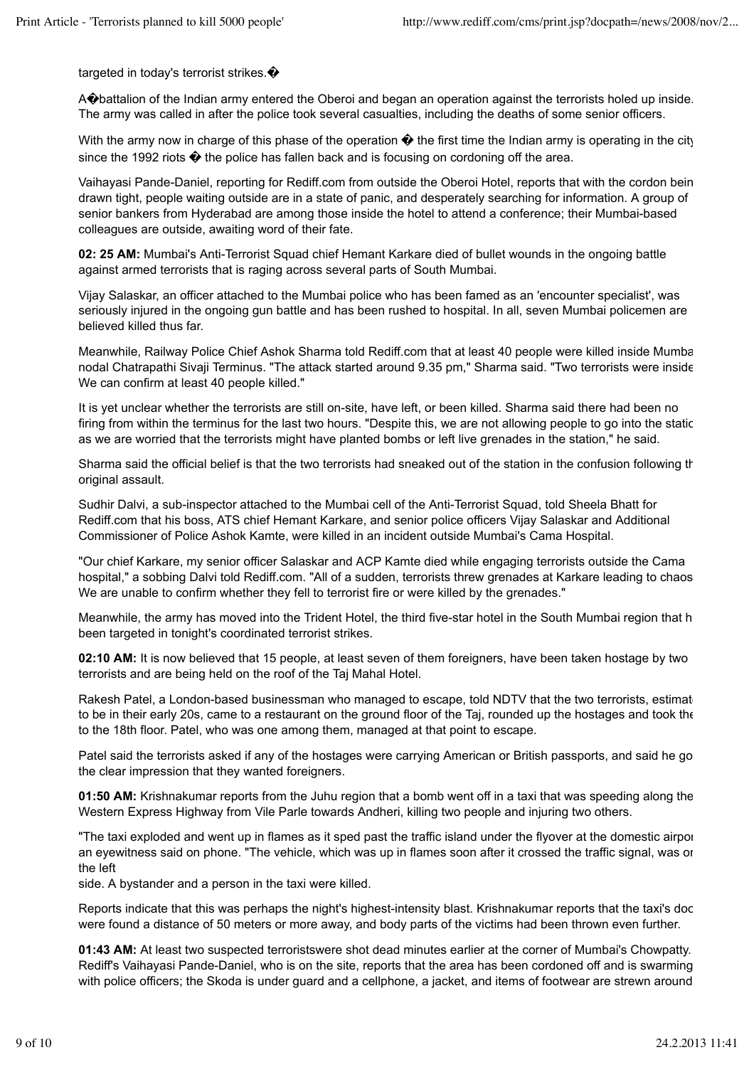targeted in today's terrorist strikes.�

A�battalion of the Indian army entered the Oberoi and began an operation against the terrorists holed up inside. The army was called in after the police took several casualties, including the deaths of some senior officers.

With the army now in charge of this phase of the operation � the first time the Indian army is operating in the city since the 1992 riots � the police has fallen back and is focusing on cordoning off the area.

Vaihayasi Pande-Daniel, reporting for Rediff.com from outside the Oberoi Hotel, reports that with the cordon bein drawn tight, people waiting outside are in a state of panic, and desperately searching for information. A group of senior bankers from Hyderabad are among those inside the hotel to attend a conference; their Mumbai-based colleagues are outside, awaiting word of their fate.

**02: 25 AM:** Mumbai's Anti-Terrorist Squad chief Hemant Karkare died of bullet wounds in the ongoing battle against armed terrorists that is raging across several parts of South Mumbai.

Vijay Salaskar, an officer attached to the Mumbai police who has been famed as an 'encounter specialist', was seriously injured in the ongoing gun battle and has been rushed to hospital. In all, seven Mumbai policemen are believed killed thus far.

Meanwhile, Railway Police Chief Ashok Sharma told Rediff.com that at least 40 people were killed inside Mumba nodal Chatrapathi Sivaji Terminus. "The attack started around 9.35 pm," Sharma said. "Two terrorists were inside We can confirm at least 40 people killed."

It is yet unclear whether the terrorists are still on-site, have left, or been killed. Sharma said there had been no firing from within the terminus for the last two hours. "Despite this, we are not allowing people to go into the statio as we are worried that the terrorists might have planted bombs or left live grenades in the station," he said.

Sharma said the official belief is that the two terrorists had sneaked out of the station in the confusion following th original assault.

Sudhir Dalvi, a sub-inspector attached to the Mumbai cell of the Anti-Terrorist Squad, told Sheela Bhatt for Rediff.com that his boss, ATS chief Hemant Karkare, and senior police officers Vijay Salaskar and Additional Commissioner of Police Ashok Kamte, were killed in an incident outside Mumbai's Cama Hospital.

"Our chief Karkare, my senior officer Salaskar and ACP Kamte died while engaging terrorists outside the Cama hospital," a sobbing Dalvi told Rediff.com. "All of a sudden, terrorists threw grenades at Karkare leading to chaos We are unable to confirm whether they fell to terrorist fire or were killed by the grenades."

Meanwhile, the army has moved into the Trident Hotel, the third five-star hotel in the South Mumbai region that h been targeted in tonight's coordinated terrorist strikes.

**02:10 AM:** It is now believed that 15 people, at least seven of them foreigners, have been taken hostage by two terrorists and are being held on the roof of the Taj Mahal Hotel.

Rakesh Patel, a London-based businessman who managed to escape, told NDTV that the two terrorists, estimate to be in their early 20s, came to a restaurant on the ground floor of the Taj, rounded up the hostages and took the to the 18th floor. Patel, who was one among them, managed at that point to escape.

Patel said the terrorists asked if any of the hostages were carrying American or British passports, and said he go the clear impression that they wanted foreigners.

**01:50 AM:** Krishnakumar reports from the Juhu region that a bomb went off in a taxi that was speeding along the Western Express Highway from Vile Parle towards Andheri, killing two people and injuring two others.

"The taxi exploded and went up in flames as it sped past the traffic island under the flyover at the domestic airpor an eyewitness said on phone. "The vehicle, which was up in flames soon after it crossed the traffic signal, was or the left
side. A bystander and a person in the taxi were killed.

Reports indicate that this was perhaps the night's highest-intensity blast. Krishnakumar reports that the taxi's doc were found a distance of 50 meters or more away, and body parts of the victims had been thrown even further.

**01:43 AM:** At least two suspected terroristswere shot dead minutes earlier at the corner of Mumbai's Chowpatty. Rediff's Vaihayasi Pande-Daniel, who is on the site, reports that the area has been cordoned off and is swarming with police officers; the Skoda is under guard and a cellphone, a jacket, and items of footwear are strewn around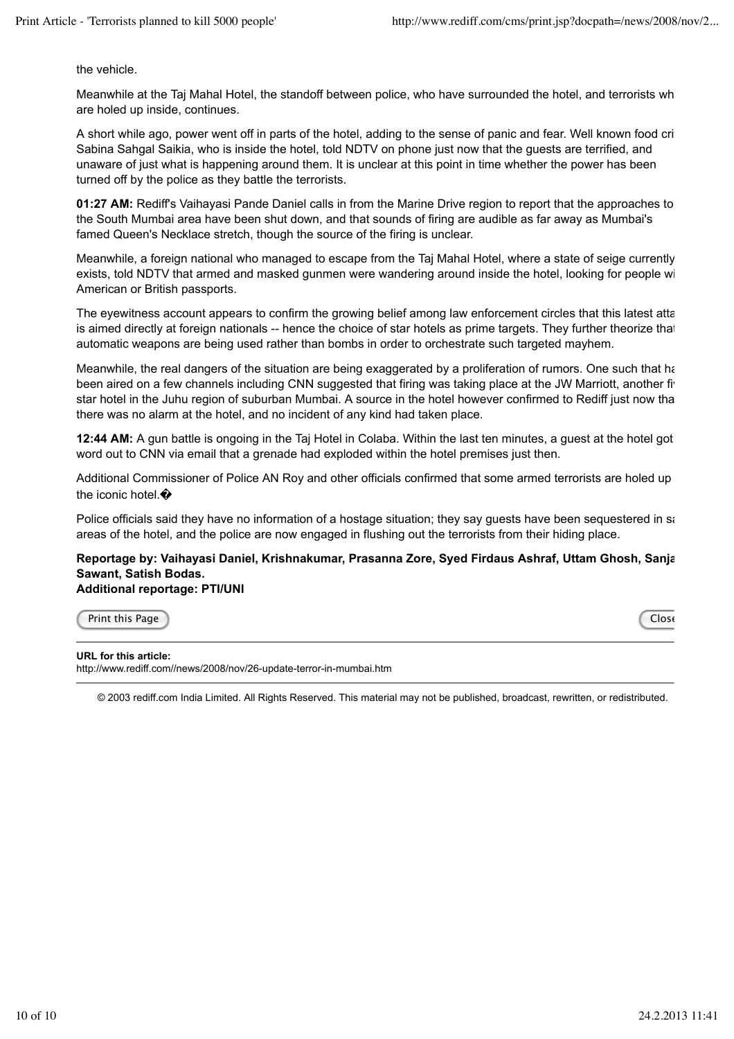the vehicle.

Meanwhile at the Taj Mahal Hotel, the standoff between police, who have surrounded the hotel, and terrorists wh are holed up inside, continues.

A short while ago, power went off in parts of the hotel, adding to the sense of panic and fear. Well known food cri Sabina Sahgal Saikia, who is inside the hotel, told NDTV on phone just now that the guests are terrified, and unaware of just what is happening around them. It is unclear at this point in time whether the power has been turned off by the police as they battle the terrorists.

**01:27 AM:** Rediff's Vaihayasi Pande Daniel calls in from the Marine Drive region to report that the approaches to the South Mumbai area have been shut down, and that sounds of firing are audible as far away as Mumbai's famed Queen's Necklace stretch, though the source of the firing is unclear.

Meanwhile, a foreign national who managed to escape from the Taj Mahal Hotel, where a state of seige currently exists, told NDTV that armed and masked gunmen were wandering around inside the hotel, looking for people wi American or British passports.

The eyewitness account appears to confirm the growing belief among law enforcement circles that this latest atta is aimed directly at foreign nationals -- hence the choice of star hotels as prime targets. They further theorize that automatic weapons are being used rather than bombs in order to orchestrate such targeted mayhem.

Meanwhile, the real dangers of the situation are being exaggerated by a proliferation of rumors. One such that ha been aired on a few channels including CNN suggested that firing was taking place at the JW Marriott, another fi star hotel in the Juhu region of suburban Mumbai. A source in the hotel however confirmed to Rediff just now tha there was no alarm at the hotel, and no incident of any kind had taken place.

**12:44 AM:** A gun battle is ongoing in the Taj Hotel in Colaba. Within the last ten minutes, a guest at the hotel got word out to CNN via email that a grenade had exploded within the hotel premises just then.

Additional Commissioner of Police AN Roy and other officials confirmed that some armed terrorists are holed up the iconic hotel.�

Police officials said they have no information of a hostage situation; they say guests have been sequestered in sa areas of the hotel, and the police are now engaged in flushing out the terrorists from their hiding place.

**Reportage by: Vaihayasi Daniel, Krishnakumar, Prasanna Zore, Syed Firdaus Ashraf, Uttam Ghosh, Sanja Sawant, Satish Bodas.**
**Additional reportage: PTI/UNI**

Print this Page Close

**URL for this article:**
http://www.rediff.com//news/2008/nov/26-update-terror-in-mumbai.htm

© 2003 rediff.com India Limited. All Rights Reserved. This material may not be published, broadcast, rewritten, or redistributed.